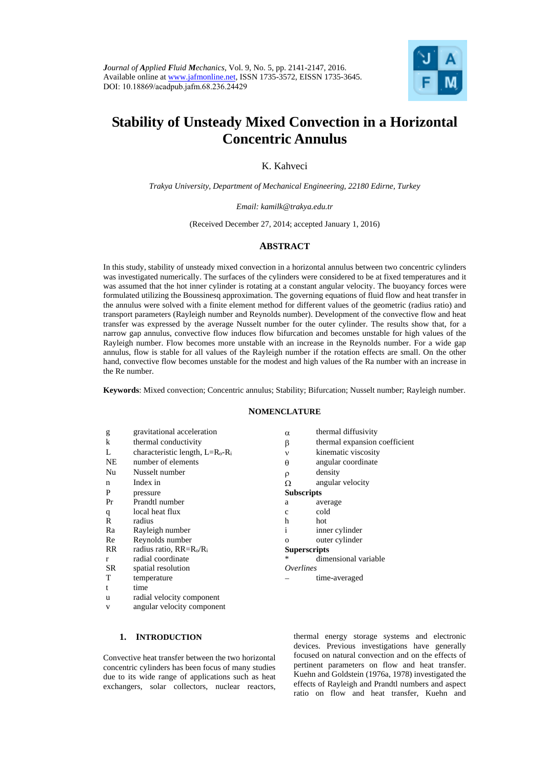# Stability of Unsteady Mixed Convection in a Horizontal Concentric Annulus

K. Kahveci

*Trakya University, Department of Mechanical Engineering, 22180 Edirne, Turkey*

*Email: kamilk@trakya.edu.tr*

(Received December 27, 2014; accepted January 1, 2016)

## ABSTRACT

In this study, stability of unsteady mixed convection in a horizontal annulus between two concentric cylinders was investigated numerically. The surfaces of the cylinders were considered to be at fixed temperatures and it was assumed that the hot inner cylinder is rotating at a constant angular velocity. The buoyancy forces were formulated utilizing the Boussinesq approximation. The governing equations of fluid flow and heat transfer in the annulus were solved with a finite element method for different values of the geometric (radius ratio) and transport parameters (Rayleigh number and Reynolds number). Development of the convective flow and heat transfer was expressed by the average Nusselt number for the outer cylinder. The results show that, for a narrow gap annulus, convective flow induces flow bifurcation and becomes unstable for high values of the Rayleigh number. Flow becomes more unstable with an increase in the Reynolds number. For a wide gap annulus, flow is stable for all values of the Rayleigh number if the rotation effects are small. On the other hand, convective flow becomes unstable for the modest and high values of the Ra number with an increase in the Re number.

**Keywords**: Mixed convection; Concentric annulus; Stability; Bifurcation; Nusselt number; Rayleigh number.

## NOMENCLATURE

| | |
|---|---|
| g | gravitational acceleration |
| k | thermal conductivity |
| L | characteristic length, $L=R_o-R_i$ |
| NE | number of elements |
| Nu | Nusselt number |
| n | Index in |
| P | pressure |
| Pr | Prandtl number |
| q | local heat flux |
| R | radius |
| Ra | Rayleigh number |
| Re | Reynolds number |
| RR | radius ratio, $RR=R_o/R_i$ |
| r | radial coordinate |
| SR | spatial resolution |
| T | temperature |
| t | time |
| u | radial velocity component |
| v | angular velocity component |
| $\alpha$ | thermal diffusivity |
| $\beta$ | thermal expansion coefficient |
| $\nu$ | kinematic viscosity |
| $\theta$ | angular coordinate |
| $\rho$ | density |
| $\Omega$ | angular velocity |
| **Subscripts** | |
| a | average |
| c | cold |
| h | hot |
| i | inner cylinder |
| o | outer cylinder |
| **Superscripts** | |
| * | dimensional variable |
| *Overlines* | |
| – | time-averaged |

## 1. INTRODUCTION

Convective heat transfer between the two horizontal concentric cylinders has been focus of many studies due to its wide range of applications such as heat exchangers, solar collectors, nuclear reactors, thermal energy storage systems and electronic devices. Previous investigations have generally focused on natural convection and on the effects of pertinent parameters on flow and heat transfer. Kuehn and Goldstein (1976a, 1978) investigated the effects of Rayleigh and Prandtl numbers and aspect ratio on flow and heat transfer, Kuehn and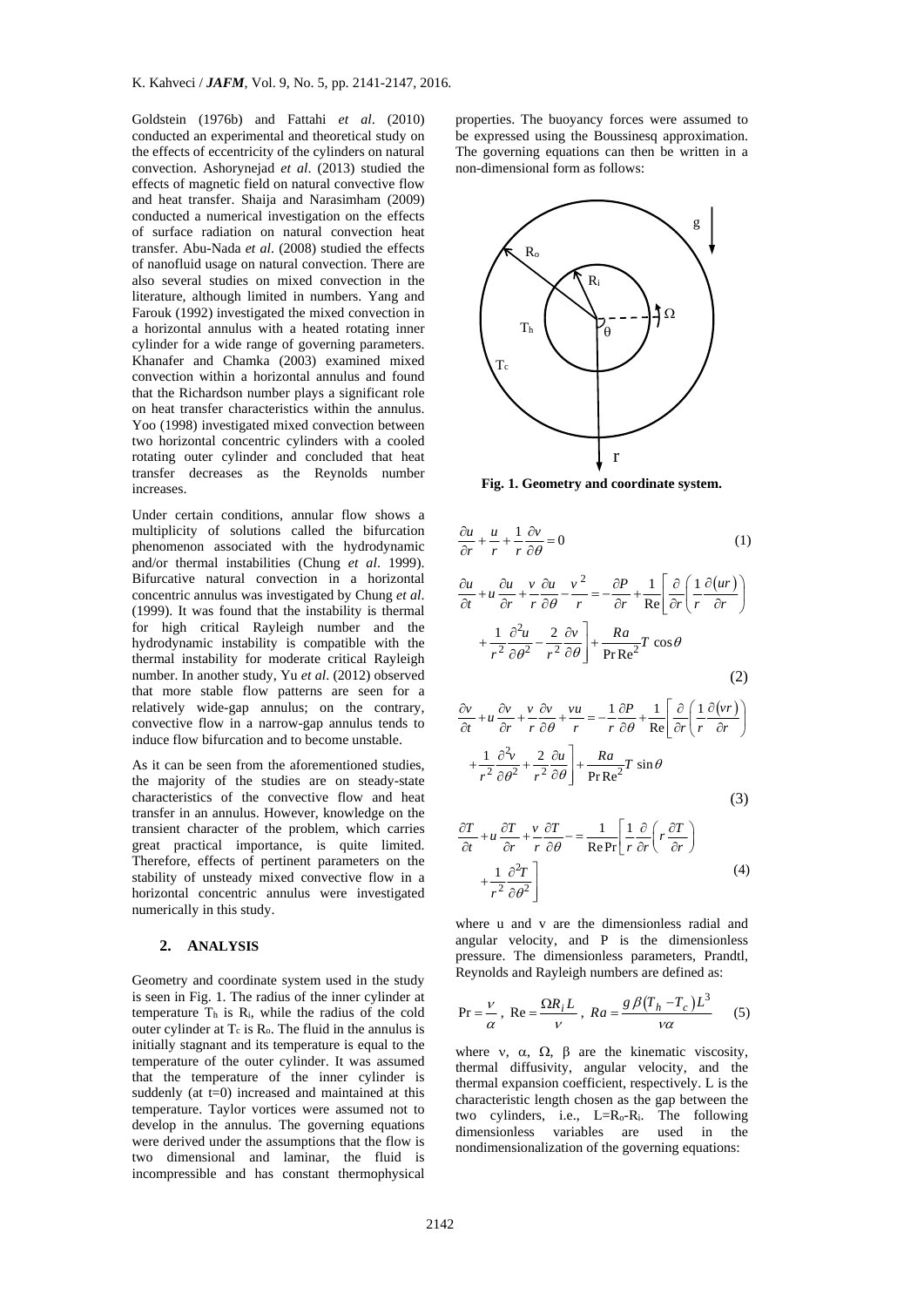Goldstein (1976b) and Fattahi *et al*. (2010) conducted an experimental and theoretical study on the effects of eccentricity of the cylinders on natural convection. Ashorynejad *et al*. (2013) studied the effects of magnetic field on natural convective flow and heat transfer. Shaija and Narasimham (2009) conducted a numerical investigation on the effects of surface radiation on natural convection heat transfer. Abu-Nada *et al*. (2008) studied the effects of nanofluid usage on natural convection. There are also several studies on mixed convection in the literature, although limited in numbers. Yang and Farouk (1992) investigated the mixed convection in a horizontal annulus with a heated rotating inner cylinder for a wide range of governing parameters. Khanafer and Chamka (2003) examined mixed convection within a horizontal annulus and found that the Richardson number plays a significant role on heat transfer characteristics within the annulus. Yoo (1998) investigated mixed convection between two horizontal concentric cylinders with a cooled rotating outer cylinder and concluded that heat transfer decreases as the Reynolds number increases.

Under certain conditions, annular flow shows a multiplicity of solutions called the bifurcation phenomenon associated with the hydrodynamic and/or thermal instabilities (Chung *et al*. 1999). Bifurcative natural convection in a horizontal concentric annulus was investigated by Chung *et al*. (1999). It was found that the instability is thermal for high critical Rayleigh number and the hydrodynamic instability is compatible with the thermal instability for moderate critical Rayleigh number. In another study, Yu *et al*. (2012) observed that more stable flow patterns are seen for a relatively wide-gap annulus; on the contrary, convective flow in a narrow-gap annulus tends to induce flow bifurcation and to become unstable.

As it can be seen from the aforementioned studies, the majority of the studies are on steady-state characteristics of the convective flow and heat transfer in an annulus. However, knowledge on the transient character of the problem, which carries great practical importance, is quite limited. Therefore, effects of pertinent parameters on the stability of unsteady mixed convective flow in a horizontal concentric annulus were investigated numerically in this study.

## 2. ANALYSIS

Geometry and coordinate system used in the study is seen in Fig. 1. The radius of the inner cylinder at temperature $T_h$ is $R_i$, while the radius of the cold outer cylinder at $T_c$ is $R_o$. The fluid in the annulus is initially stagnant and its temperature is equal to the temperature of the outer cylinder. It was assumed that the temperature of the inner cylinder is suddenly (at t=0) increased and maintained at this temperature. Taylor vortices were assumed not to develop in the annulus. The governing equations were derived under the assumptions that the flow is two dimensional and laminar, the fluid is incompressible and has constant thermophysical properties. The buoyancy forces were assumed to be expressed using the Boussinesq approximation. The governing equations can then be written in a non-dimensional form as follows:

**Fig. 1. Geometry and coordinate system.**

$$\frac{\partial u}{\partial r} + \frac{u}{r} + \frac{1}{r}\frac{\partial v}{\partial \theta} = 0 \tag{1}$$

$$\frac{\partial u}{\partial t} + u\frac{\partial u}{\partial r} + \frac{v}{r}\frac{\partial u}{\partial \theta} - \frac{v^2}{r} = -\frac{\partial P}{\partial r} + \frac{1}{\mathrm{Re}}\left[\frac{\partial}{\partial r}\left(\frac{1}{r}\frac{\partial (ur)}{\partial r}\right) + \frac{1}{r^2}\frac{\partial^2 u}{\partial \theta^2} - \frac{2}{r^2}\frac{\partial v}{\partial \theta}\right] + \frac{Ra}{\mathrm{Pr}\,\mathrm{Re}^2}T\cos\theta \tag{2}$$

$$\frac{\partial v}{\partial t} + u\frac{\partial v}{\partial r} + \frac{v}{r}\frac{\partial v}{\partial \theta} + \frac{vu}{r} = -\frac{1}{r}\frac{\partial P}{\partial \theta} + \frac{1}{\mathrm{Re}}\left[\frac{\partial}{\partial r}\left(\frac{1}{r}\frac{\partial (vr)}{\partial r}\right) + \frac{1}{r^2}\frac{\partial^2 v}{\partial \theta^2} + \frac{2}{r^2}\frac{\partial u}{\partial \theta}\right] + \frac{Ra}{\mathrm{Pr}\,\mathrm{Re}^2}T\sin\theta \tag{3}$$

$$\frac{\partial T}{\partial t} + u\frac{\partial T}{\partial r} + \frac{v}{r}\frac{\partial T}{\partial \theta} = \frac{1}{\mathrm{Re}\,\mathrm{Pr}}\left[\frac{1}{r}\frac{\partial}{\partial r}\left(r\frac{\partial T}{\partial r}\right) + \frac{1}{r^2}\frac{\partial^2 T}{\partial \theta^2}\right] \tag{4}$$

where u and v are the dimensionless radial and angular velocity, and P is the dimensionless pressure. The dimensionless parameters, Prandtl, Reynolds and Rayleigh numbers are defined as:

$$\mathrm{Pr} = \frac{\nu}{\alpha},\ \mathrm{Re} = \frac{\Omega R_i L}{\nu},\ Ra = \frac{g\beta(T_h - T_c)L^3}{\nu\alpha} \tag{5}$$

where $\nu$, $\alpha$, $\Omega$, $\beta$ are the kinematic viscosity, thermal diffusivity, angular velocity, and the thermal expansion coefficient, respectively. L is the characteristic length chosen as the gap between the two cylinders, i.e., $L=R_o-R_i$. The following dimensionless variables are used in the nondimensionalization of the governing equations: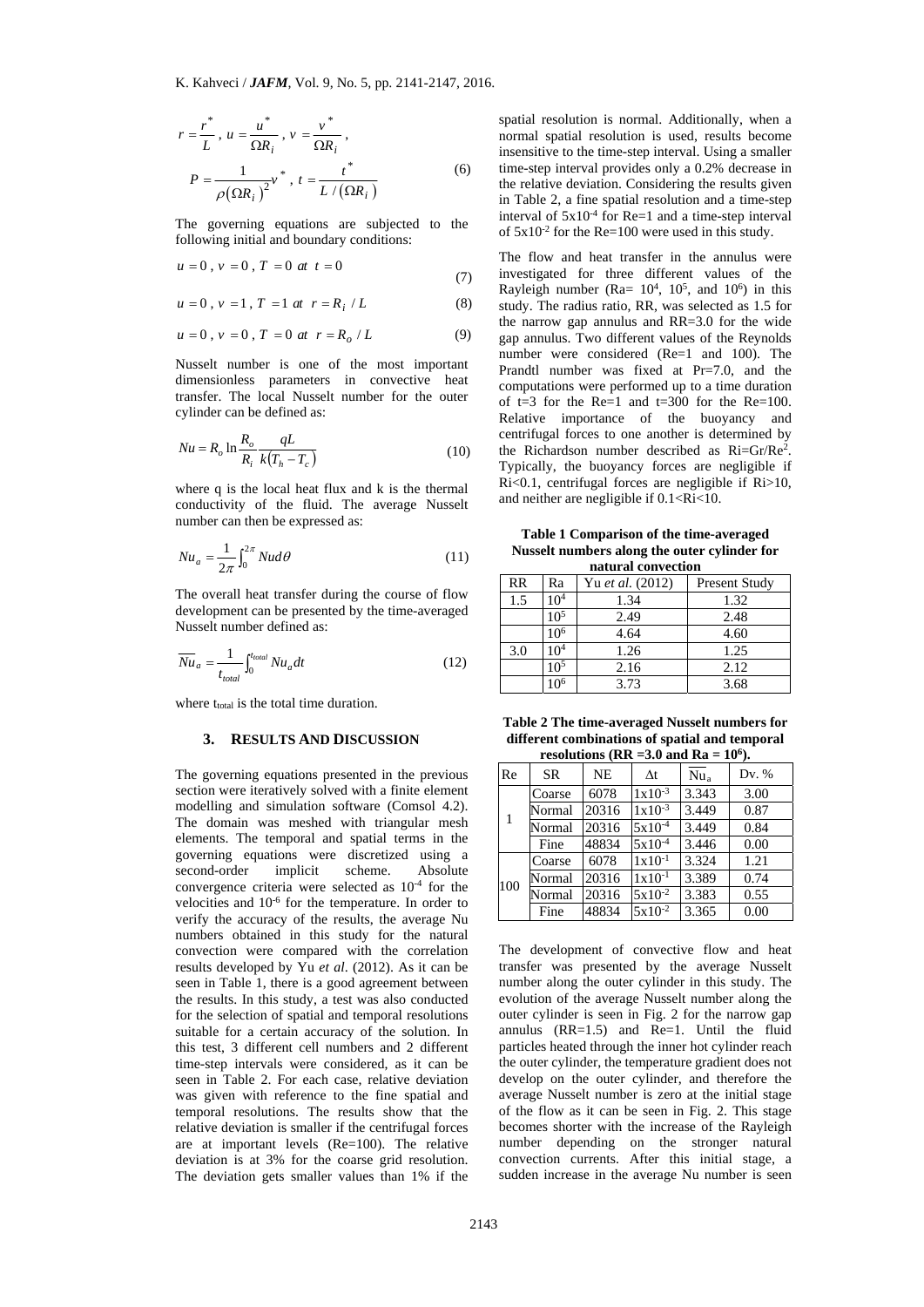$$r=\frac{r^*}{L}\ ,\ u=\frac{u^*}{\Omega R_i}\ ,\ v=\frac{v^*}{\Omega R_i}\ ,$$

$$P=\frac{1}{\rho(\Omega R_i)^2}v^*\ ,\ t=\frac{t^*}{L/(\Omega R_i)} \tag{6}$$

The governing equations are subjected to the following initial and boundary conditions:

$$u=0\ ,\ v=0\ ,\ T=0\ \ at\ \ t=0 \tag{7}$$

$$u=0\ ,\ v=1\ ,\ T=1\ \ at\ \ r=R_i\ /\ L \tag{8}$$

$$u=0\ ,\ v=0\ ,\ T=0\ \ at\ \ r=R_o\ /\ L \tag{9}$$

Nusselt number is one of the most important dimensionless parameters in convective heat transfer. The local Nusselt number for the outer cylinder can be defined as:

$$Nu=R_o\ln\frac{R_o}{R_i}\frac{qL}{k(T_h-T_c)} \tag{10}$$

where q is the local heat flux and k is the thermal conductivity of the fluid. The average Nusselt number can then be expressed as:

$$Nu_a=\frac{1}{2\pi}\int_0^{2\pi}Nud\theta \tag{11}$$

The overall heat transfer during the course of flow development can be presented by the time-averaged Nusselt number defined as:

$$\overline{Nu}_a=\frac{1}{t_{total}}\int_0^{t_{total}}Nu_a dt \tag{12}$$

where $t_{total}$ is the total time duration.

## 3. RESULTS AND DISCUSSION

The governing equations presented in the previous section were iteratively solved with a finite element modelling and simulation software (Comsol 4.2). The domain was meshed with triangular mesh elements. The temporal and spatial terms in the governing equations were discretized using a second-order implicit scheme. Absolute convergence criteria were selected as $10^{-4}$ for the velocities and $10^{-6}$ for the temperature. In order to verify the accuracy of the results, the average Nu numbers obtained in this study for the natural convection were compared with the correlation results developed by Yu *et al*. (2012). As it can be seen in Table 1, there is a good agreement between the results. In this study, a test was also conducted for the selection of spatial and temporal resolutions suitable for a certain accuracy of the solution. In this test, 3 different cell numbers and 2 different time-step intervals were considered, as it can be seen in Table 2. For each case, relative deviation was given with reference to the fine spatial and temporal resolutions. The results show that the relative deviation is smaller if the centrifugal forces are at important levels (Re=100). The relative deviation is at 3% for the coarse grid resolution. The deviation gets smaller values than 1% if the spatial resolution is normal. Additionally, when a normal spatial resolution is used, results become insensitive to the time-step interval. Using a smaller time-step interval provides only a 0.2% decrease in the relative deviation. Considering the results given in Table 2, a fine spatial resolution and a time-step interval of $5\text{x}10^{-4}$ for Re=1 and a time-step interval of $5\text{x}10^{-2}$ for the Re=100 were used in this study.

The flow and heat transfer in the annulus were investigated for three different values of the Rayleigh number (Ra= $10^4$, $10^5$, and $10^6$) in this study. The radius ratio, RR, was selected as 1.5 for the narrow gap annulus and RR=3.0 for the wide gap annulus. Two different values of the Reynolds number were considered (Re=1 and 100). The Prandtl number was fixed at Pr=7.0, and the computations were performed up to a time duration of t=3 for the Re=1 and t=300 for the Re=100. Relative importance of the buoyancy and centrifugal forces to one another is determined by the Richardson number described as $Ri=Gr/Re^2$. Typically, the buoyancy forces are negligible if Ri<0.1, centrifugal forces are negligible if Ri>10, and neither are negligible if 0.1<Ri<10.

**Table 1 Comparison of the time-averaged Nusselt numbers along the outer cylinder for natural convection**

| RR | Ra | Yu *et al.* (2012) | Present Study |
|---|---|---|---|
| 1.5 | $10^4$ | 1.34 | 1.32 |
| | $10^5$ | 2.49 | 2.48 |
| | $10^6$ | 4.64 | 4.60 |
| 3.0 | $10^4$ | 1.26 | 1.25 |
| | $10^5$ | 2.16 | 2.12 |
| | $10^6$ | 3.73 | 3.68 |

**Table 2 The time-averaged Nusselt numbers for different combinations of spatial and temporal resolutions (RR =3.0 and Ra = $10^6$).**

| Re | SR | NE | $\Delta t$ | $\overline{Nu}_a$ | Dv. % |
|---|---|---|---|---|---|
| 1 | Coarse | 6078 | $1\text{x}10^{-3}$ | 3.343 | 3.00 |
| | Normal | 20316 | $1\text{x}10^{-3}$ | 3.449 | 0.87 |
| | Normal | 20316 | $5\text{x}10^{-4}$ | 3.449 | 0.84 |
| | Fine | 48834 | $5\text{x}10^{-4}$ | 3.446 | 0.00 |
| 100 | Coarse | 6078 | $1\text{x}10^{-1}$ | 3.324 | 1.21 |
| | Normal | 20316 | $1\text{x}10^{-1}$ | 3.389 | 0.74 |
| | Normal | 20316 | $5\text{x}10^{-2}$ | 3.383 | 0.55 |
| | Fine | 48834 | $5\text{x}10^{-2}$ | 3.365 | 0.00 |

The development of convective flow and heat transfer was presented by the average Nusselt number along the outer cylinder in this study. The evolution of the average Nusselt number along the outer cylinder is seen in Fig. 2 for the narrow gap annulus (RR=1.5) and Re=1. Until the fluid particles heated through the inner hot cylinder reach the outer cylinder, the temperature gradient does not develop on the outer cylinder, and therefore the average Nusselt number is zero at the initial stage of the flow as it can be seen in Fig. 2. This stage becomes shorter with the increase of the Rayleigh number depending on the stronger natural convection currents. After this initial stage, a sudden increase in the average Nu number is seen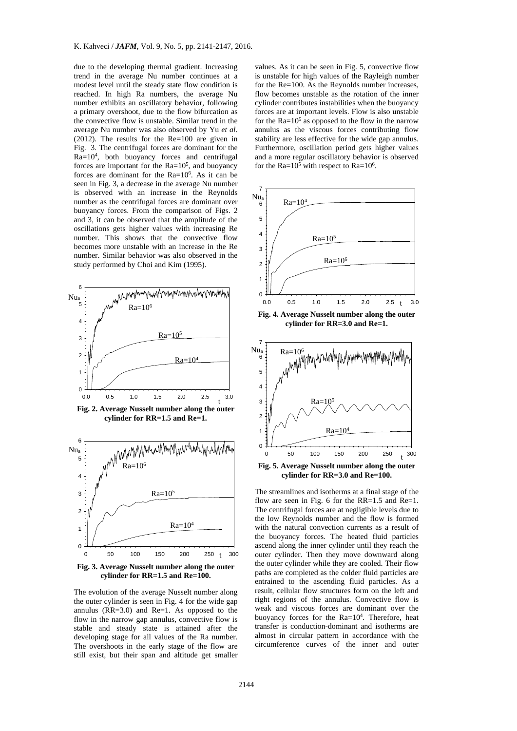due to the developing thermal gradient. Increasing trend in the average Nu number continues at a modest level until the steady state flow condition is reached. In high Ra numbers, the average Nu number exhibits an oscillatory behavior, following a primary overshoot, due to the flow bifurcation as the convective flow is unstable. Similar trend in the average Nu number was also observed by Yu *et al*. (2012). The results for the Re=100 are given in Fig. 3. The centrifugal forces are dominant for the Ra=$10^4$, both buoyancy forces and centrifugal forces are important for the Ra=$10^5$, and buoyancy forces are dominant for the Ra=$10^6$. As it can be seen in Fig. 3, a decrease in the average Nu number is observed with an increase in the Reynolds number as the centrifugal forces are dominant over buoyancy forces. From the comparison of Figs. 2 and 3, it can be observed that the amplitude of the oscillations gets higher values with increasing Re number. This shows that the convective flow becomes more unstable with an increase in the Re number. Similar behavior was also observed in the study performed by Choi and Kim (1995).

**Fig. 2. Average Nusselt number along the outer cylinder for RR=1.5 and Re=1.**

**Fig. 3. Average Nusselt number along the outer cylinder for RR=1.5 and Re=100.**

The evolution of the average Nusselt number along the outer cylinder is seen in Fig. 4 for the wide gap annulus (RR=3.0) and Re=1. As opposed to the flow in the narrow gap annulus, convective flow is stable and steady state is attained after the developing stage for all values of the Ra number. The overshoots in the early stage of the flow are still exist, but their span and altitude get smaller values. As it can be seen in Fig. 5, convective flow is unstable for high values of the Rayleigh number for the Re=100. As the Reynolds number increases, flow becomes unstable as the rotation of the inner cylinder contributes instabilities when the buoyancy forces are at important levels. Flow is also unstable for the Ra=$10^5$ as opposed to the flow in the narrow annulus as the viscous forces contributing flow stability are less effective for the wide gap annulus. Furthermore, oscillation period gets higher values and a more regular oscillatory behavior is observed for the Ra=$10^5$ with respect to Ra=$10^6$.

**Fig. 4. Average Nusselt number along the outer cylinder for RR=3.0 and Re=1.**

**Fig. 5. Average Nusselt number along the outer cylinder for RR=3.0 and Re=100.**

The streamlines and isotherms at a final stage of the flow are seen in Fig. 6 for the RR=1.5 and Re=1. The centrifugal forces are at negligible levels due to the low Reynolds number and the flow is formed with the natural convection currents as a result of the buoyancy forces. The heated fluid particles ascend along the inner cylinder until they reach the outer cylinder. Then they move downward along the outer cylinder while they are cooled. Their flow paths are completed as the colder fluid particles are entrained to the ascending fluid particles. As a result, cellular flow structures form on the left and right regions of the annulus. Convective flow is weak and viscous forces are dominant over the buoyancy forces for the Ra=$10^4$. Therefore, heat transfer is conduction-dominant and isotherms are almost in circular pattern in accordance with the circumference curves of the inner and outer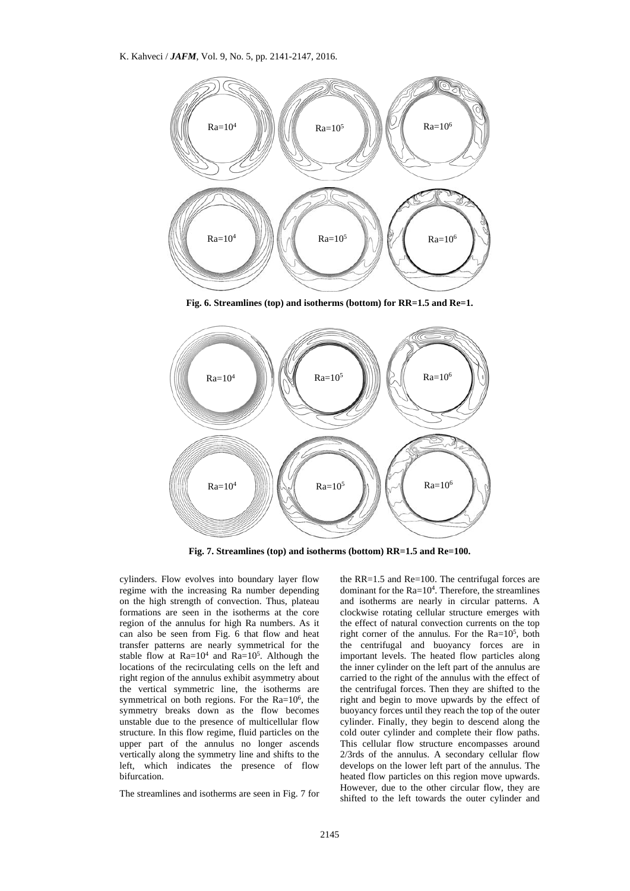Fig. 6. Streamlines (top) and isotherms (bottom) for RR=1.5 and Re=1.

Fig. 7. Streamlines (top) and isotherms (bottom) RR=1.5 and Re=100.

cylinders. Flow evolves into boundary layer flow regime with the increasing Ra number depending on the high strength of convection. Thus, plateau formations are seen in the isotherms at the core region of the annulus for high Ra numbers. As it can also be seen from Fig. 6 that flow and heat transfer patterns are nearly symmetrical for the stable flow at $Ra=10^4$ and $Ra=10^5$. Although the locations of the recirculating cells on the left and right region of the annulus exhibit asymmetry about the vertical symmetric line, the isotherms are symmetrical on both regions. For the $Ra=10^6$, the symmetry breaks down as the flow becomes unstable due to the presence of multicellular flow structure. In this flow regime, fluid particles on the upper part of the annulus no longer ascends vertically along the symmetry line and shifts to the left, which indicates the presence of flow bifurcation.

The streamlines and isotherms are seen in Fig. 7 for the RR=1.5 and Re=100. The centrifugal forces are dominant for the $Ra=10^4$. Therefore, the streamlines and isotherms are nearly in circular patterns. A clockwise rotating cellular structure emerges with the effect of natural convection currents on the top right corner of the annulus. For the $Ra=10^5$, both the centrifugal and buoyancy forces are in important levels. The heated flow particles along the inner cylinder on the left part of the annulus are carried to the right of the annulus with the effect of the centrifugal forces. Then they are shifted to the right and begin to move upwards by the effect of buoyancy forces until they reach the top of the outer cylinder. Finally, they begin to descend along the cold outer cylinder and complete their flow paths. This cellular flow structure encompasses around 2/3rds of the annulus. A secondary cellular flow develops on the lower left part of the annulus. The heated flow particles on this region move upwards. However, due to the other circular flow, they are shifted to the left towards the outer cylinder and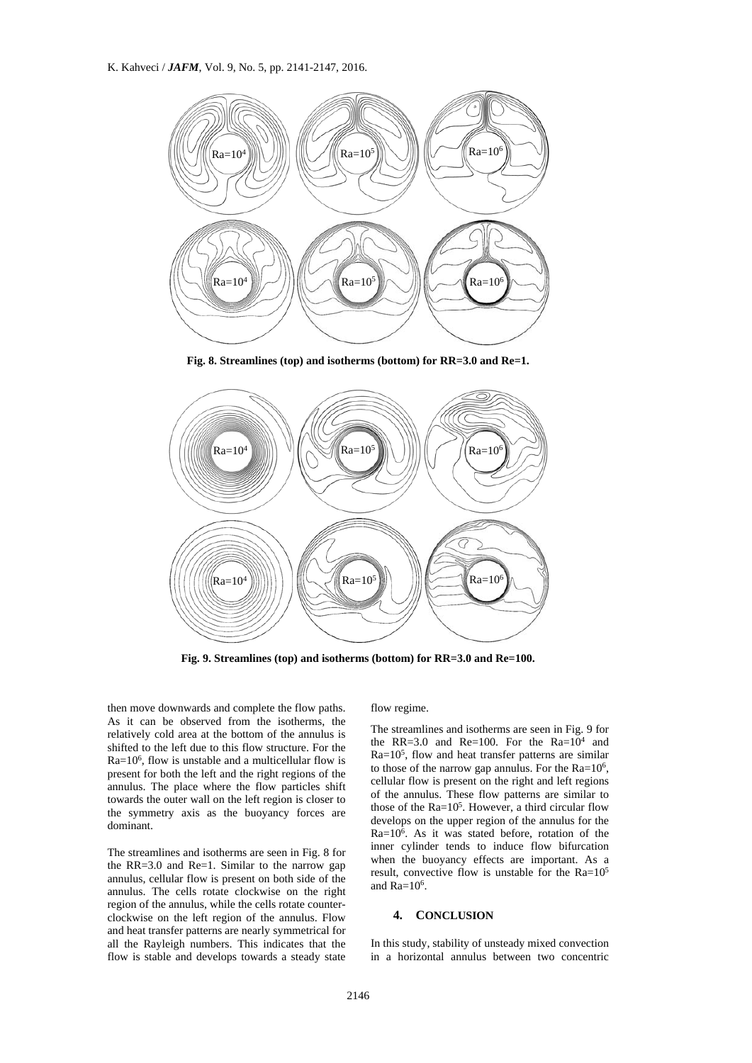Fig. 8. Streamlines (top) and isotherms (bottom) for RR=3.0 and Re=1.

Fig. 9. Streamlines (top) and isotherms (bottom) for RR=3.0 and Re=100.

then move downwards and complete the flow paths. As it can be observed from the isotherms, the relatively cold area at the bottom of the annulus is shifted to the left due to this flow structure. For the Ra=$10^6$, flow is unstable and a multicellular flow is present for both the left and the right regions of the annulus. The place where the flow particles shift towards the outer wall on the left region is closer to the symmetry axis as the buoyancy forces are dominant.

The streamlines and isotherms are seen in Fig. 8 for the RR=3.0 and Re=1. Similar to the narrow gap annulus, cellular flow is present on both side of the annulus. The cells rotate clockwise on the right region of the annulus, while the cells rotate counter-clockwise on the left region of the annulus. Flow and heat transfer patterns are nearly symmetrical for all the Rayleigh numbers. This indicates that the flow is stable and develops towards a steady state flow regime.

The streamlines and isotherms are seen in Fig. 9 for the RR=3.0 and Re=100. For the Ra=$10^4$ and Ra=$10^5$, flow and heat transfer patterns are similar to those of the narrow gap annulus. For the Ra=$10^6$, cellular flow is present on the right and left regions of the annulus. These flow patterns are similar to those of the Ra=$10^5$. However, a third circular flow develops on the upper region of the annulus for the Ra=$10^6$. As it was stated before, rotation of the inner cylinder tends to induce flow bifurcation when the buoyancy effects are important. As a result, convective flow is unstable for the Ra=$10^5$ and Ra=$10^6$.

## 4. CONCLUSION

In this study, stability of unsteady mixed convection in a horizontal annulus between two concentric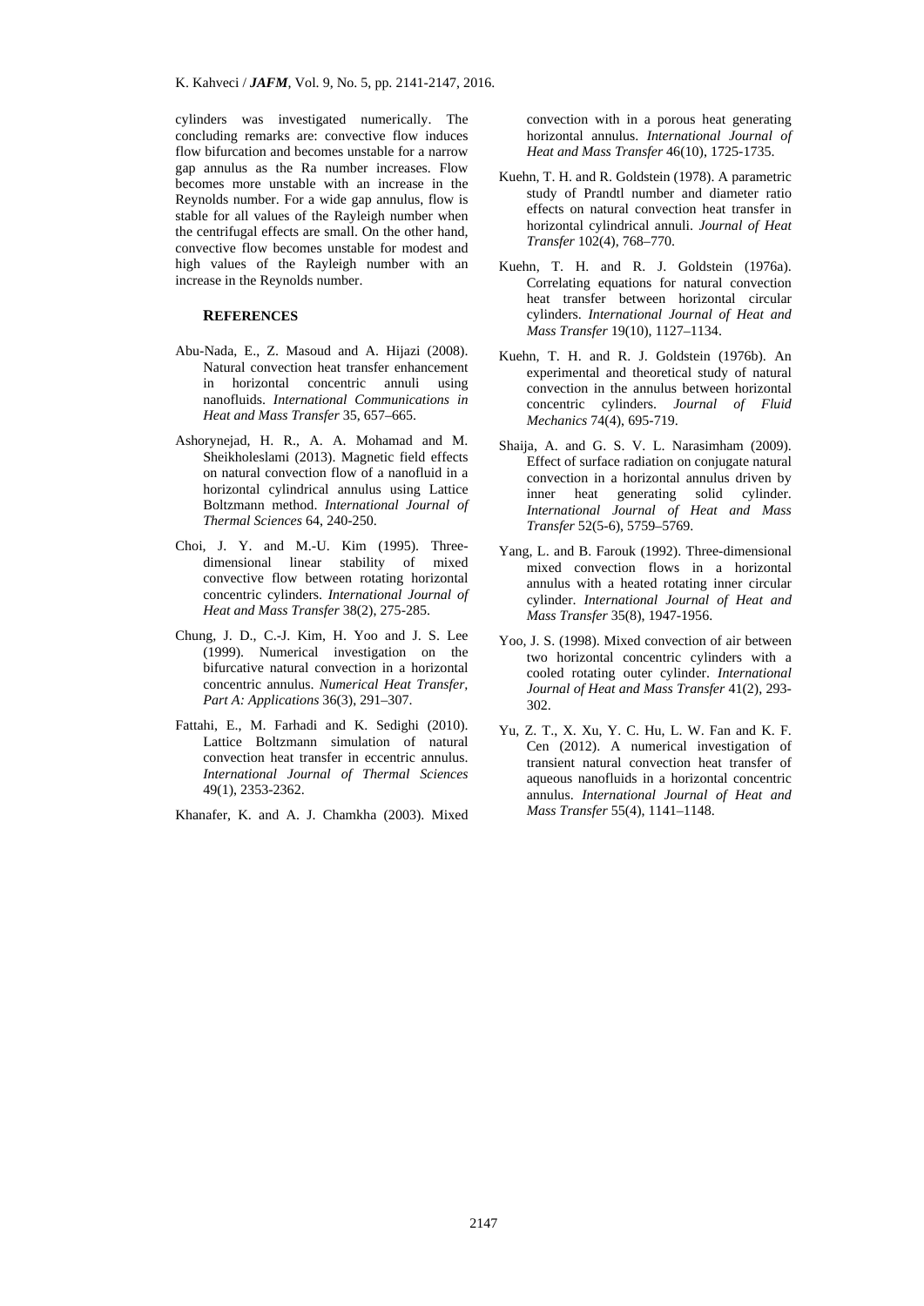cylinders was investigated numerically. The concluding remarks are: convective flow induces flow bifurcation and becomes unstable for a narrow gap annulus as the Ra number increases. Flow becomes more unstable with an increase in the Reynolds number. For a wide gap annulus, flow is stable for all values of the Rayleigh number when the centrifugal effects are small. On the other hand, convective flow becomes unstable for modest and high values of the Rayleigh number with an increase in the Reynolds number.

## REFERENCES

Abu-Nada, E., Z. Masoud and A. Hijazi (2008). Natural convection heat transfer enhancement in horizontal concentric annuli using nanofluids. *International Communications in Heat and Mass Transfer* 35, 657–665.

Ashorynejad, H. R., A. A. Mohamad and M. Sheikholeslami (2013). Magnetic field effects on natural convection flow of a nanofluid in a horizontal cylindrical annulus using Lattice Boltzmann method. *International Journal of Thermal Sciences* 64, 240-250.

Choi, J. Y. and M.-U. Kim (1995). Three-dimensional linear stability of mixed convective flow between rotating horizontal concentric cylinders. *International Journal of Heat and Mass Transfer* 38(2), 275-285.

Chung, J. D., C.-J. Kim, H. Yoo and J. S. Lee (1999). Numerical investigation on the bifurcative natural convection in a horizontal concentric annulus. *Numerical Heat Transfer, Part A: Applications* 36(3), 291–307.

Fattahi, E., M. Farhadi and K. Sedighi (2010). Lattice Boltzmann simulation of natural convection heat transfer in eccentric annulus. *International Journal of Thermal Sciences* 49(1), 2353-2362.

Khanafer, K. and A. J. Chamkha (2003). Mixed convection with in a porous heat generating horizontal annulus. *International Journal of Heat and Mass Transfer* 46(10), 1725-1735.

Kuehn, T. H. and R. Goldstein (1978). A parametric study of Prandtl number and diameter ratio effects on natural convection heat transfer in horizontal cylindrical annuli. *Journal of Heat Transfer* 102(4), 768–770.

Kuehn, T. H. and R. J. Goldstein (1976a). Correlating equations for natural convection heat transfer between horizontal circular cylinders. *International Journal of Heat and Mass Transfer* 19(10), 1127–1134.

Kuehn, T. H. and R. J. Goldstein (1976b). An experimental and theoretical study of natural convection in the annulus between horizontal concentric cylinders. *Journal of Fluid Mechanics* 74(4), 695-719.

Shaija, A. and G. S. V. L. Narasimham (2009). Effect of surface radiation on conjugate natural convection in a horizontal annulus driven by inner heat generating solid cylinder. *International Journal of Heat and Mass Transfer* 52(5-6), 5759–5769.

Yang, L. and B. Farouk (1992). Three-dimensional mixed convection flows in a horizontal annulus with a heated rotating inner circular cylinder. *International Journal of Heat and Mass Transfer* 35(8), 1947-1956.

Yoo, J. S. (1998). Mixed convection of air between two horizontal concentric cylinders with a cooled rotating outer cylinder. *International Journal of Heat and Mass Transfer* 41(2), 293-302.

Yu, Z. T., X. Xu, Y. C. Hu, L. W. Fan and K. F. Cen (2012). A numerical investigation of transient natural convection heat transfer of aqueous nanofluids in a horizontal concentric annulus. *International Journal of Heat and Mass Transfer* 55(4), 1141–1148.